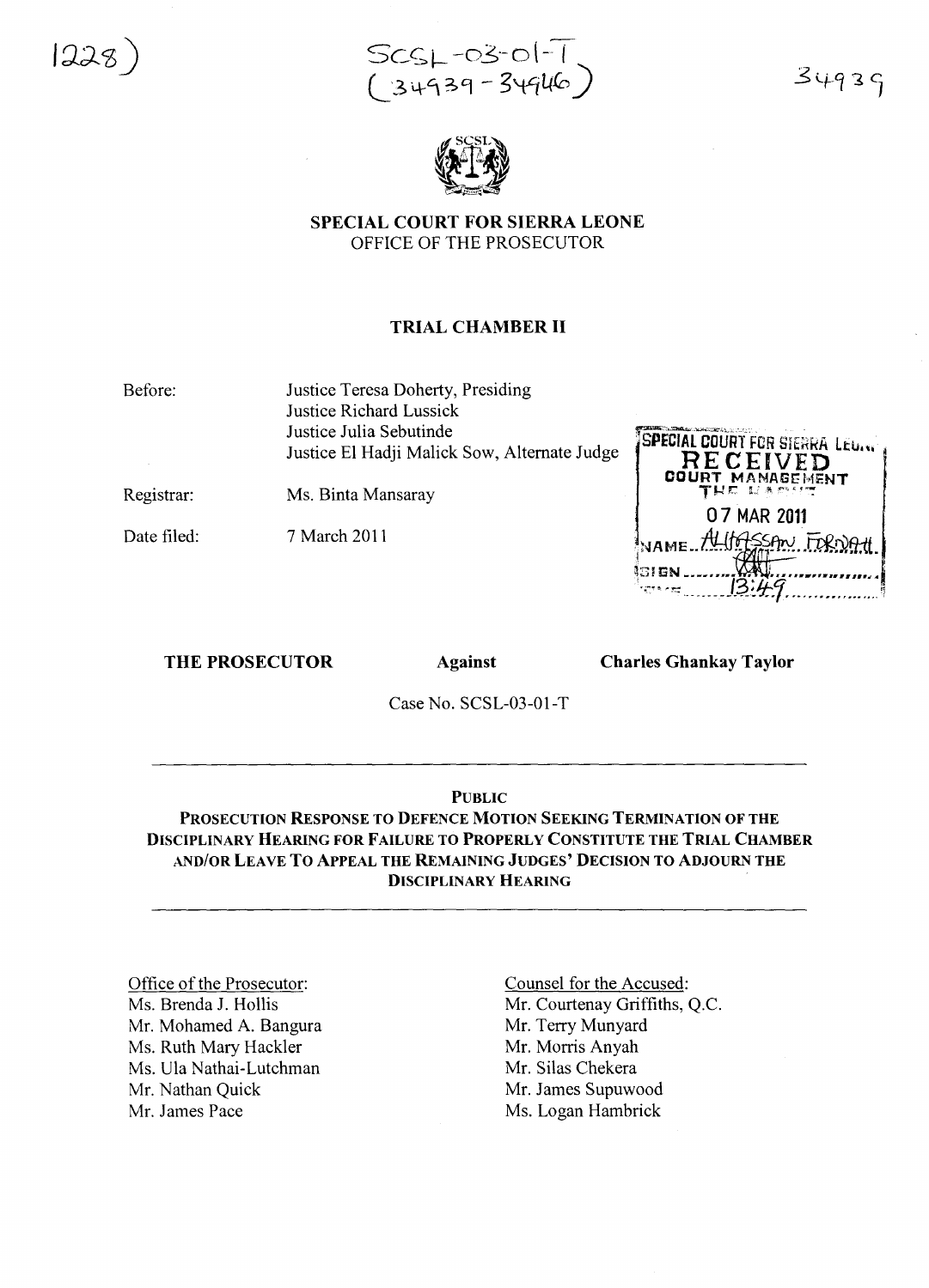1228)

SCSL-03-01-T
(34939-34946)

34939

**SPECIAL COURT FOR SIERRA LEONE**
OFFICE OF THE PROSECUTOR

**TRIAL CHAMBER II**

Before: Justice Teresa Doherty, Presiding
Justice Richard Lussick
Justice Julia Sebutinde
Justice El Hadji Malick Sow, Alternate Judge

Registrar: Ms. Binta Mansaray

Date filed: 7 March 2011

SPECIAL COURT FOR SIERRA LEONE
RECEIVED
COURT MANAGEMENT
07 MAR 2011
NAME: ALHASSAN FORNAH
SIGN: 
TIME: 13:49

**THE PROSECUTOR** **Against** **Charles Ghankay Taylor**

Case No. SCSL-03-01-T

**PUBLIC**

**PROSECUTION RESPONSE TO DEFENCE MOTION SEEKING TERMINATION OF THE DISCIPLINARY HEARING FOR FAILURE TO PROPERLY CONSTITUTE THE TRIAL CHAMBER AND/OR LEAVE TO APPEAL THE REMAINING JUDGES' DECISION TO ADJOURN THE DISCIPLINARY HEARING**

Office of the Prosecutor:
Ms. Brenda J. Hollis
Mr. Mohamed A. Bangura
Ms. Ruth Mary Hackler
Ms. Ula Nathai-Lutchman
Mr. Nathan Quick
Mr. James Pace

Counsel for the Accused:
Mr. Courtenay Griffiths, Q.C.
Mr. Terry Munyard
Mr. Morris Anyah
Mr. Silas Chekera
Mr. James Supuwood
Ms. Logan Hambrick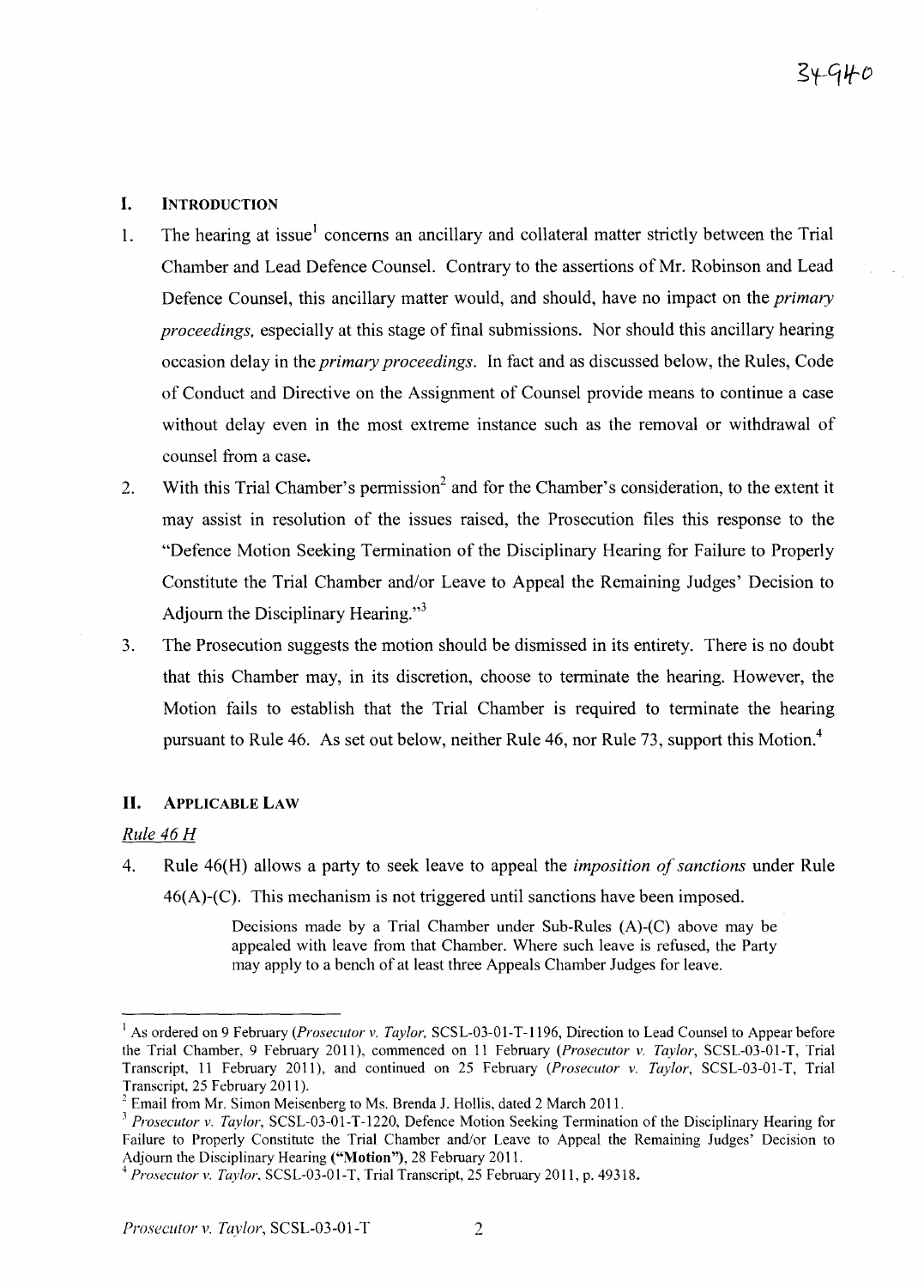## I. INTRODUCTION

1. The hearing at issue[1] concerns an ancillary and collateral matter strictly between the Trial Chamber and Lead Defence Counsel. Contrary to the assertions of Mr. Robinson and Lead Defence Counsel, this ancillary matter would, and should, have no impact on the *primary proceedings*, especially at this stage of final submissions. Nor should this ancillary hearing occasion delay in the *primary proceedings*. In fact and as discussed below, the Rules, Code of Conduct and Directive on the Assignment of Counsel provide means to continue a case without delay even in the most extreme instance such as the removal or withdrawal of counsel from a case.

2. With this Trial Chamber's permission[2] and for the Chamber's consideration, to the extent it may assist in resolution of the issues raised, the Prosecution files this response to the "Defence Motion Seeking Termination of the Disciplinary Hearing for Failure to Properly Constitute the Trial Chamber and/or Leave to Appeal the Remaining Judges' Decision to Adjourn the Disciplinary Hearing."[3]

3. The Prosecution suggests the motion should be dismissed in its entirety. There is no doubt that this Chamber may, in its discretion, choose to terminate the hearing. However, the Motion fails to establish that the Trial Chamber is required to terminate the hearing pursuant to Rule 46. As set out below, neither Rule 46, nor Rule 73, support this Motion.[4]

## II. APPLICABLE LAW

*Rule 46 H*

4. Rule 46(H) allows a party to seek leave to appeal the *imposition of sanctions* under Rule 46(A)-(C). This mechanism is not triggered until sanctions have been imposed.

> Decisions made by a Trial Chamber under Sub-Rules (A)-(C) above may be appealed with leave from that Chamber. Where such leave is refused, the Party may apply to a bench of at least three Appeals Chamber Judges for leave.

---

[1] As ordered on 9 February (*Prosecutor v. Taylor*, SCSL-03-01-T-1196, Direction to Lead Counsel to Appear before the Trial Chamber, 9 February 2011), commenced on 11 February (*Prosecutor v. Taylor*, SCSL-03-01-T, Trial Transcript, 11 February 2011), and continued on 25 February (*Prosecutor v. Taylor*, SCSL-03-01-T, Trial Transcript, 25 February 2011).

[2] Email from Mr. Simon Meisenberg to Ms. Brenda J. Hollis, dated 2 March 2011.

[3] *Prosecutor v. Taylor*, SCSL-03-01-T-1220, Defence Motion Seeking Termination of the Disciplinary Hearing for Failure to Properly Constitute the Trial Chamber and/or Leave to Appeal the Remaining Judges' Decision to Adjourn the Disciplinary Hearing **("Motion")**, 28 February 2011.

[4] *Prosecutor v. Taylor*, SCSL-03-01-T, Trial Transcript, 25 February 2011, p. 49318.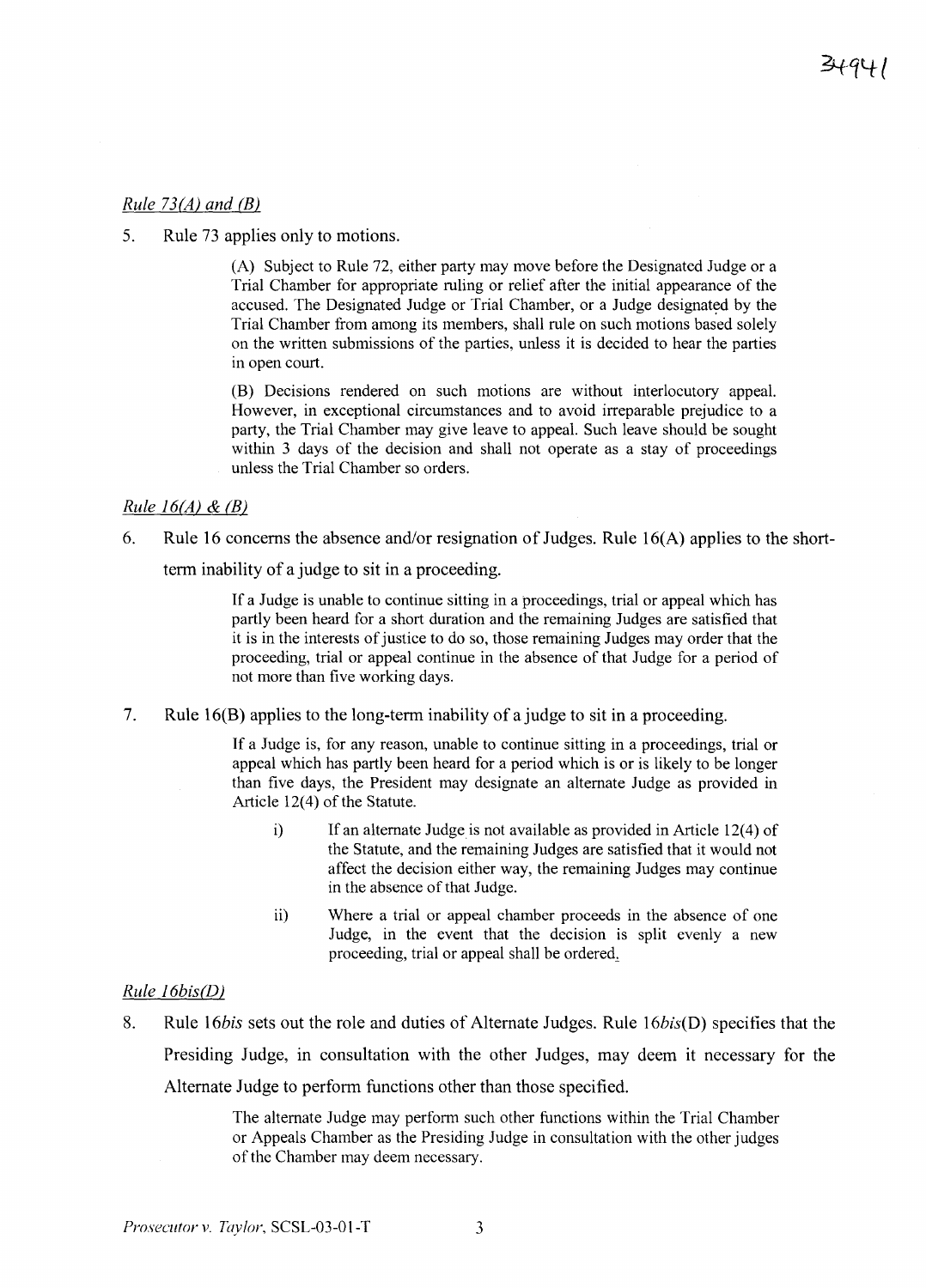*Rule 73(A) and (B)*

5. Rule 73 applies only to motions.

> (A) Subject to Rule 72, either party may move before the Designated Judge or a Trial Chamber for appropriate ruling or relief after the initial appearance of the accused. The Designated Judge or Trial Chamber, or a Judge designated by the Trial Chamber from among its members, shall rule on such motions based solely on the written submissions of the parties, unless it is decided to hear the parties in open court.
>
> (B) Decisions rendered on such motions are without interlocutory appeal. However, in exceptional circumstances and to avoid irreparable prejudice to a party, the Trial Chamber may give leave to appeal. Such leave should be sought within 3 days of the decision and shall not operate as a stay of proceedings unless the Trial Chamber so orders.

*Rule 16(A) & (B)*

6. Rule 16 concerns the absence and/or resignation of Judges. Rule 16(A) applies to the short-term inability of a judge to sit in a proceeding.

> If a Judge is unable to continue sitting in a proceedings, trial or appeal which has partly been heard for a short duration and the remaining Judges are satisfied that it is in the interests of justice to do so, those remaining Judges may order that the proceeding, trial or appeal continue in the absence of that Judge for a period of not more than five working days.

7. Rule 16(B) applies to the long-term inability of a judge to sit in a proceeding.

> If a Judge is, for any reason, unable to continue sitting in a proceedings, trial or appeal which has partly been heard for a period which is or is likely to be longer than five days, the President may designate an alternate Judge as provided in Article 12(4) of the Statute.
>
> i) If an alternate Judge is not available as provided in Article 12(4) of the Statute, and the remaining Judges are satisfied that it would not affect the decision either way, the remaining Judges may continue in the absence of that Judge.
>
> ii) Where a trial or appeal chamber proceeds in the absence of one Judge, in the event that the decision is split evenly a new proceeding, trial or appeal shall be ordered.

*Rule 16bis(D)*

8. Rule 16*bis* sets out the role and duties of Alternate Judges. Rule 16*bis*(D) specifies that the Presiding Judge, in consultation with the other Judges, may deem it necessary for the Alternate Judge to perform functions other than those specified.

> The alternate Judge may perform such other functions within the Trial Chamber or Appeals Chamber as the Presiding Judge in consultation with the other judges of the Chamber may deem necessary.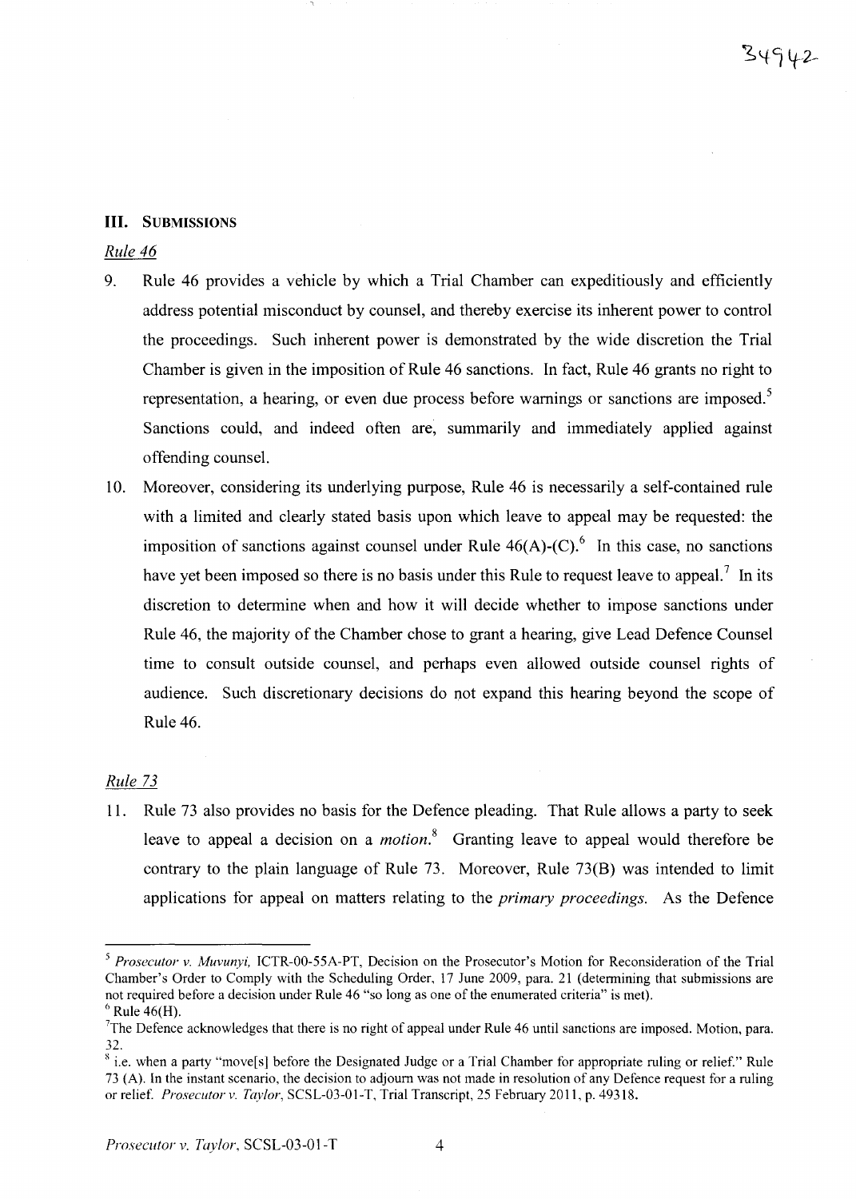## III. Submissions

*Rule 46*

9. Rule 46 provides a vehicle by which a Trial Chamber can expeditiously and efficiently address potential misconduct by counsel, and thereby exercise its inherent power to control the proceedings. Such inherent power is demonstrated by the wide discretion the Trial Chamber is given in the imposition of Rule 46 sanctions. In fact, Rule 46 grants no right to representation, a hearing, or even due process before warnings or sanctions are imposed.[5] Sanctions could, and indeed often are, summarily and immediately applied against offending counsel.

10. Moreover, considering its underlying purpose, Rule 46 is necessarily a self-contained rule with a limited and clearly stated basis upon which leave to appeal may be requested: the imposition of sanctions against counsel under Rule 46(A)-(C).[6] In this case, no sanctions have yet been imposed so there is no basis under this Rule to request leave to appeal.[7] In its discretion to determine when and how it will decide whether to impose sanctions under Rule 46, the majority of the Chamber chose to grant a hearing, give Lead Defence Counsel time to consult outside counsel, and perhaps even allowed outside counsel rights of audience. Such discretionary decisions do not expand this hearing beyond the scope of Rule 46.

*Rule 73*

11. Rule 73 also provides no basis for the Defence pleading. That Rule allows a party to seek leave to appeal a decision on a *motion*.[8] Granting leave to appeal would therefore be contrary to the plain language of Rule 73. Moreover, Rule 73(B) was intended to limit applications for appeal on matters relating to the *primary proceedings*. As the Defence

---

[5] *Prosecutor v. Muvunyi*, ICTR-00-55A-PT, Decision on the Prosecutor's Motion for Reconsideration of the Trial Chamber's Order to Comply with the Scheduling Order, 17 June 2009, para. 21 (determining that submissions are not required before a decision under Rule 46 "so long as one of the enumerated criteria" is met).

[6] Rule 46(H).

[7] The Defence acknowledges that there is no right of appeal under Rule 46 until sanctions are imposed. Motion, para. 32.

[8] i.e. when a party "move[s] before the Designated Judge or a Trial Chamber for appropriate ruling or relief." Rule 73 (A). In the instant scenario, the decision to adjourn was not made in resolution of any Defence request for a ruling or relief. *Prosecutor v. Taylor*, SCSL-03-01-T, Trial Transcript, 25 February 2011, p. 49318.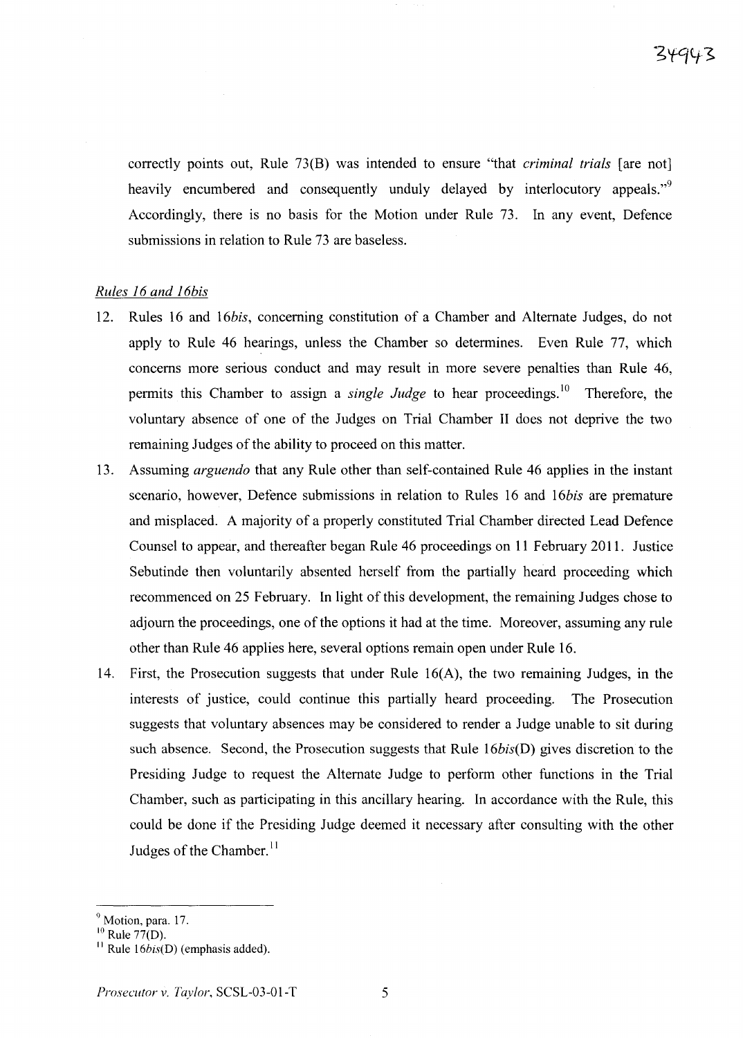correctly points out, Rule 73(B) was intended to ensure "that *criminal trials* [are not] heavily encumbered and consequently unduly delayed by interlocutory appeals."[9] Accordingly, there is no basis for the Motion under Rule 73. In any event, Defence submissions in relation to Rule 73 are baseless.

*Rules 16 and 16bis*

12. Rules 16 and 16*bis*, concerning constitution of a Chamber and Alternate Judges, do not apply to Rule 46 hearings, unless the Chamber so determines. Even Rule 77, which concerns more serious conduct and may result in more severe penalties than Rule 46, permits this Chamber to assign a *single Judge* to hear proceedings.[10] Therefore, the voluntary absence of one of the Judges on Trial Chamber II does not deprive the two remaining Judges of the ability to proceed on this matter.

13. Assuming *arguendo* that any Rule other than self-contained Rule 46 applies in the instant scenario, however, Defence submissions in relation to Rules 16 and 16*bis* are premature and misplaced. A majority of a properly constituted Trial Chamber directed Lead Defence Counsel to appear, and thereafter began Rule 46 proceedings on 11 February 2011. Justice Sebutinde then voluntarily absented herself from the partially heard proceeding which recommenced on 25 February. In light of this development, the remaining Judges chose to adjourn the proceedings, one of the options it had at the time. Moreover, assuming any rule other than Rule 46 applies here, several options remain open under Rule 16.

14. First, the Prosecution suggests that under Rule 16(A), the two remaining Judges, in the interests of justice, could continue this partially heard proceeding. The Prosecution suggests that voluntary absences may be considered to render a Judge unable to sit during such absence. Second, the Prosecution suggests that Rule 16*bis*(D) gives discretion to the Presiding Judge to request the Alternate Judge to perform other functions in the Trial Chamber, such as participating in this ancillary hearing. In accordance with the Rule, this could be done if the Presiding Judge deemed it necessary after consulting with the other Judges of the Chamber.[11]

---

[9] Motion, para. 17.

[10] Rule 77(D).

[11] Rule 16*bis*(D) (emphasis added).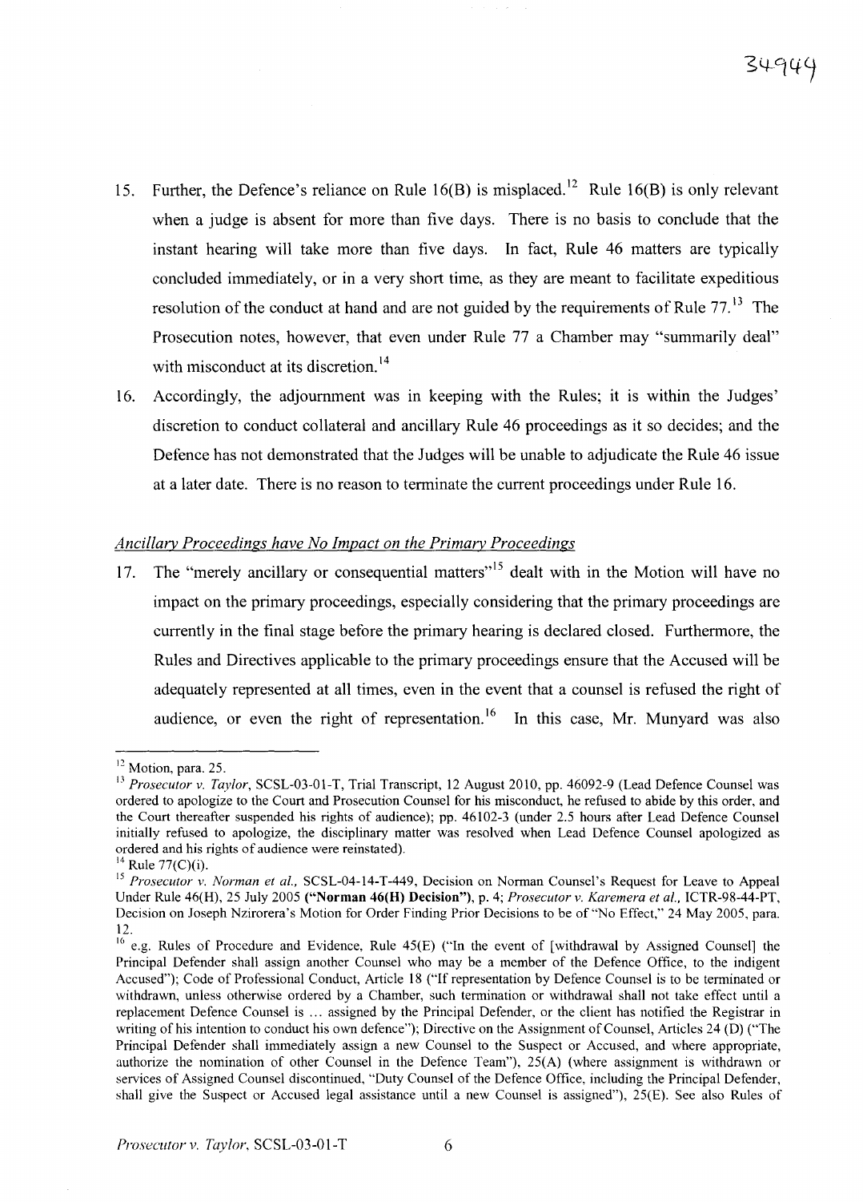15. Further, the Defence's reliance on Rule 16(B) is misplaced.[12] Rule 16(B) is only relevant when a judge is absent for more than five days. There is no basis to conclude that the instant hearing will take more than five days. In fact, Rule 46 matters are typically concluded immediately, or in a very short time, as they are meant to facilitate expeditious resolution of the conduct at hand and are not guided by the requirements of Rule 77.[13] The Prosecution notes, however, that even under Rule 77 a Chamber may "summarily deal" with misconduct at its discretion.[14]

16. Accordingly, the adjournment was in keeping with the Rules; it is within the Judges' discretion to conduct collateral and ancillary Rule 46 proceedings as it so decides; and the Defence has not demonstrated that the Judges will be unable to adjudicate the Rule 46 issue at a later date. There is no reason to terminate the current proceedings under Rule 16.

*Ancillary Proceedings have No Impact on the Primary Proceedings*

17. The "merely ancillary or consequential matters"[15] dealt with in the Motion will have no impact on the primary proceedings, especially considering that the primary proceedings are currently in the final stage before the primary hearing is declared closed. Furthermore, the Rules and Directives applicable to the primary proceedings ensure that the Accused will be adequately represented at all times, even in the event that a counsel is refused the right of audience, or even the right of representation.[16] In this case, Mr. Munyard was also

---

[12] Motion, para. 25.

[13] *Prosecutor v. Taylor*, SCSL-03-01-T, Trial Transcript, 12 August 2010, pp. 46092-9 (Lead Defence Counsel was ordered to apologize to the Court and Prosecution Counsel for his misconduct, he refused to abide by this order, and the Court thereafter suspended his rights of audience); pp. 46102-3 (under 2.5 hours after Lead Defence Counsel initially refused to apologize, the disciplinary matter was resolved when Lead Defence Counsel apologized as ordered and his rights of audience were reinstated).

[14] Rule 77(C)(i).

[15] *Prosecutor v. Norman et al.*, SCSL-04-14-T-449, Decision on Norman Counsel's Request for Leave to Appeal Under Rule 46(H), 25 July 2005 (**"Norman 46(H) Decision"**), p. 4; *Prosecutor v. Karemera et al.*, ICTR-98-44-PT, Decision on Joseph Nzirorera's Motion for Order Finding Prior Decisions to be of "No Effect," 24 May 2005, para. 12.

[16] e.g. Rules of Procedure and Evidence, Rule 45(E) ("In the event of [withdrawal by Assigned Counsel] the Principal Defender shall assign another Counsel who may be a member of the Defence Office, to the indigent Accused"); Code of Professional Conduct, Article 18 ("If representation by Defence Counsel is to be terminated or withdrawn, unless otherwise ordered by a Chamber, such termination or withdrawal shall not take effect until a replacement Defence Counsel is ... assigned by the Principal Defender, or the client has notified the Registrar in writing of his intention to conduct his own defence"); Directive on the Assignment of Counsel, Articles 24 (D) ("The Principal Defender shall immediately assign a new Counsel to the Suspect or Accused, and where appropriate, authorize the nomination of other Counsel in the Defence Team"), 25(A) (where assignment is withdrawn or services of Assigned Counsel discontinued, "Duty Counsel of the Defence Office, including the Principal Defender, shall give the Suspect or Accused legal assistance until a new Counsel is assigned"), 25(E). See also Rules of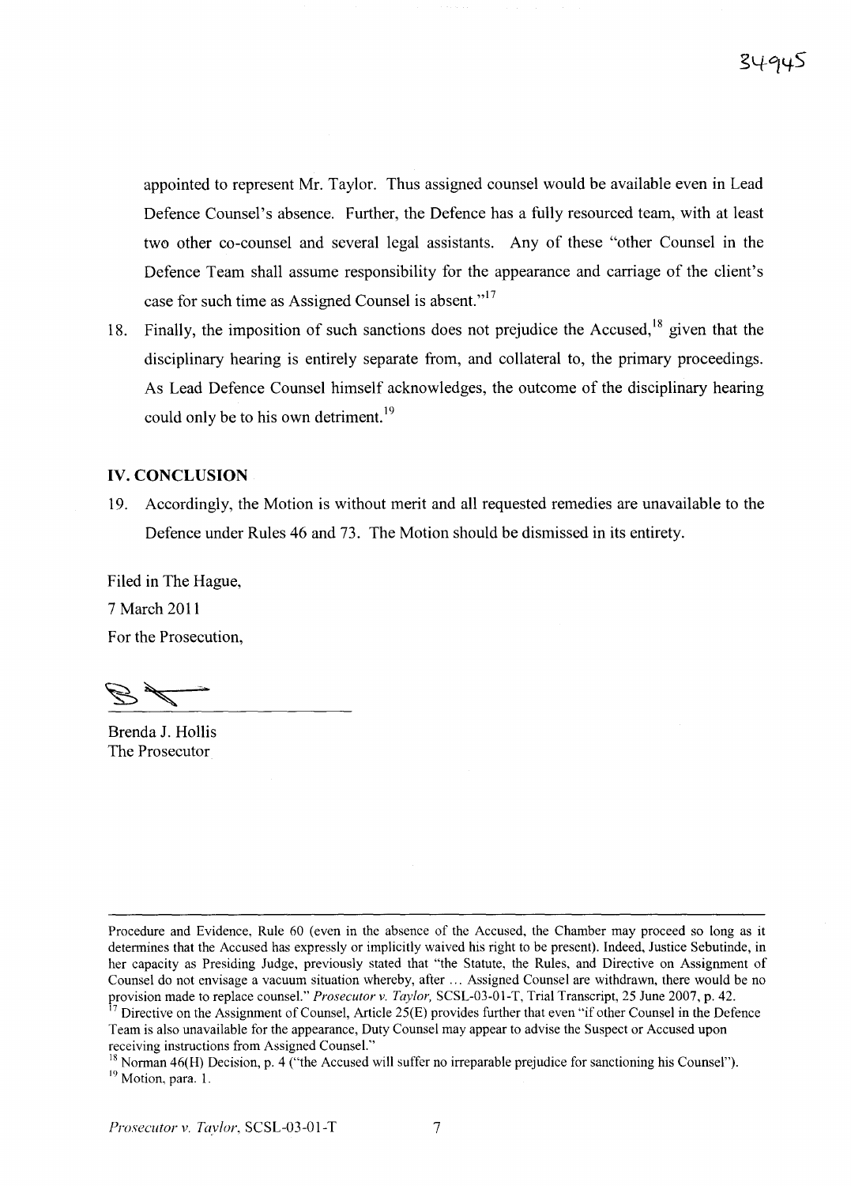appointed to represent Mr. Taylor. Thus assigned counsel would be available even in Lead Defence Counsel's absence. Further, the Defence has a fully resourced team, with at least two other co-counsel and several legal assistants. Any of these "other Counsel in the Defence Team shall assume responsibility for the appearance and carriage of the client's case for such time as Assigned Counsel is absent."[17]

18. Finally, the imposition of such sanctions does not prejudice the Accused,[18] given that the disciplinary hearing is entirely separate from, and collateral to, the primary proceedings. As Lead Defence Counsel himself acknowledges, the outcome of the disciplinary hearing could only be to his own detriment.[19]

## IV. CONCLUSION

19. Accordingly, the Motion is without merit and all requested remedies are unavailable to the Defence under Rules 46 and 73. The Motion should be dismissed in its entirety.

Filed in The Hague,

7 March 2011

For the Prosecution,

Brenda J. Hollis
The Prosecutor

---

Procedure and Evidence, Rule 60 (even in the absence of the Accused, the Chamber may proceed so long as it determines that the Accused has expressly or implicitly waived his right to be present). Indeed, Justice Sebutinde, in her capacity as Presiding Judge, previously stated that "the Statute, the Rules, and Directive on Assignment of Counsel do not envisage a vacuum situation whereby, after ... Assigned Counsel are withdrawn, there would be no provision made to replace counsel." *Prosecutor v. Taylor,* SCSL-03-01-T, Trial Transcript, 25 June 2007, p. 42.

[17] Directive on the Assignment of Counsel, Article 25(E) provides further that even "if other Counsel in the Defence Team is also unavailable for the appearance, Duty Counsel may appear to advise the Suspect or Accused upon receiving instructions from Assigned Counsel."

[18] Norman 46(H) Decision, p. 4 ("the Accused will suffer no irreparable prejudice for sanctioning his Counsel").

[19] Motion, para. 1.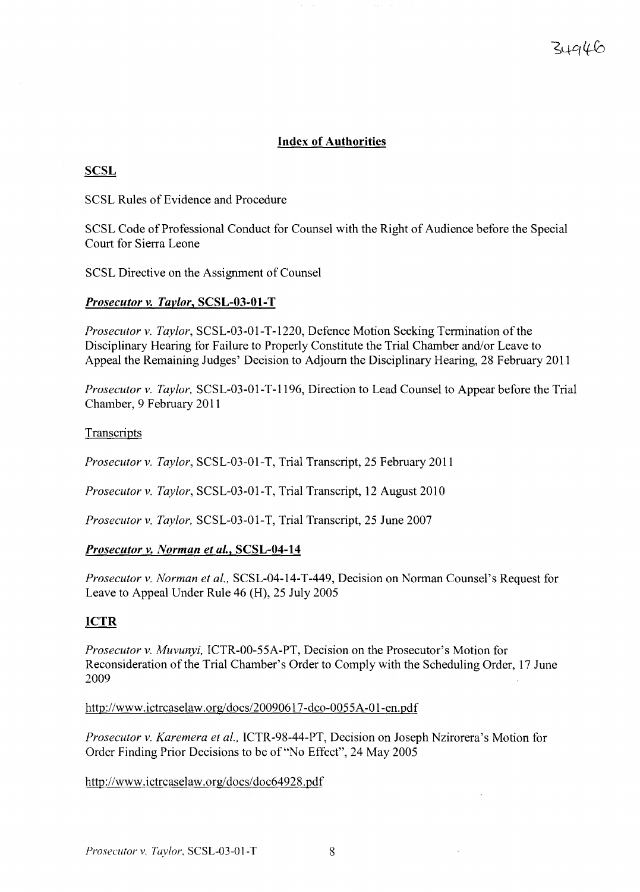## Index of Authorities

### SCSL

SCSL Rules of Evidence and Procedure

SCSL Code of Professional Conduct for Counsel with the Right of Audience before the Special Court for Sierra Leone

SCSL Directive on the Assignment of Counsel

#### ***Prosecutor v. Taylor*, SCSL-03-01-T**

*Prosecutor v. Taylor*, SCSL-03-01-T-1220, Defence Motion Seeking Termination of the Disciplinary Hearing for Failure to Properly Constitute the Trial Chamber and/or Leave to Appeal the Remaining Judges' Decision to Adjourn the Disciplinary Hearing, 28 February 2011

*Prosecutor v. Taylor*, SCSL-03-01-T-1196, Direction to Lead Counsel to Appear before the Trial Chamber, 9 February 2011

Transcripts

*Prosecutor v. Taylor*, SCSL-03-01-T, Trial Transcript, 25 February 2011

*Prosecutor v. Taylor*, SCSL-03-01-T, Trial Transcript, 12 August 2010

*Prosecutor v. Taylor*, SCSL-03-01-T, Trial Transcript, 25 June 2007

#### ***Prosecutor v. Norman et al.*, SCSL-04-14**

*Prosecutor v. Norman et al.*, SCSL-04-14-T-449, Decision on Norman Counsel's Request for Leave to Appeal Under Rule 46 (H), 25 July 2005

### ICTR

*Prosecutor v. Muvunyi*, ICTR-00-55A-PT, Decision on the Prosecutor's Motion for Reconsideration of the Trial Chamber's Order to Comply with the Scheduling Order, 17 June 2009

http://www.ictrcaselaw.org/docs/20090617-dco-0055A-01-en.pdf

*Prosecutor v. Karemera et al.*, ICTR-98-44-PT, Decision on Joseph Nzirorera's Motion for Order Finding Prior Decisions to be of "No Effect", 24 May 2005

http://www.ictrcaselaw.org/docs/doc64928.pdf